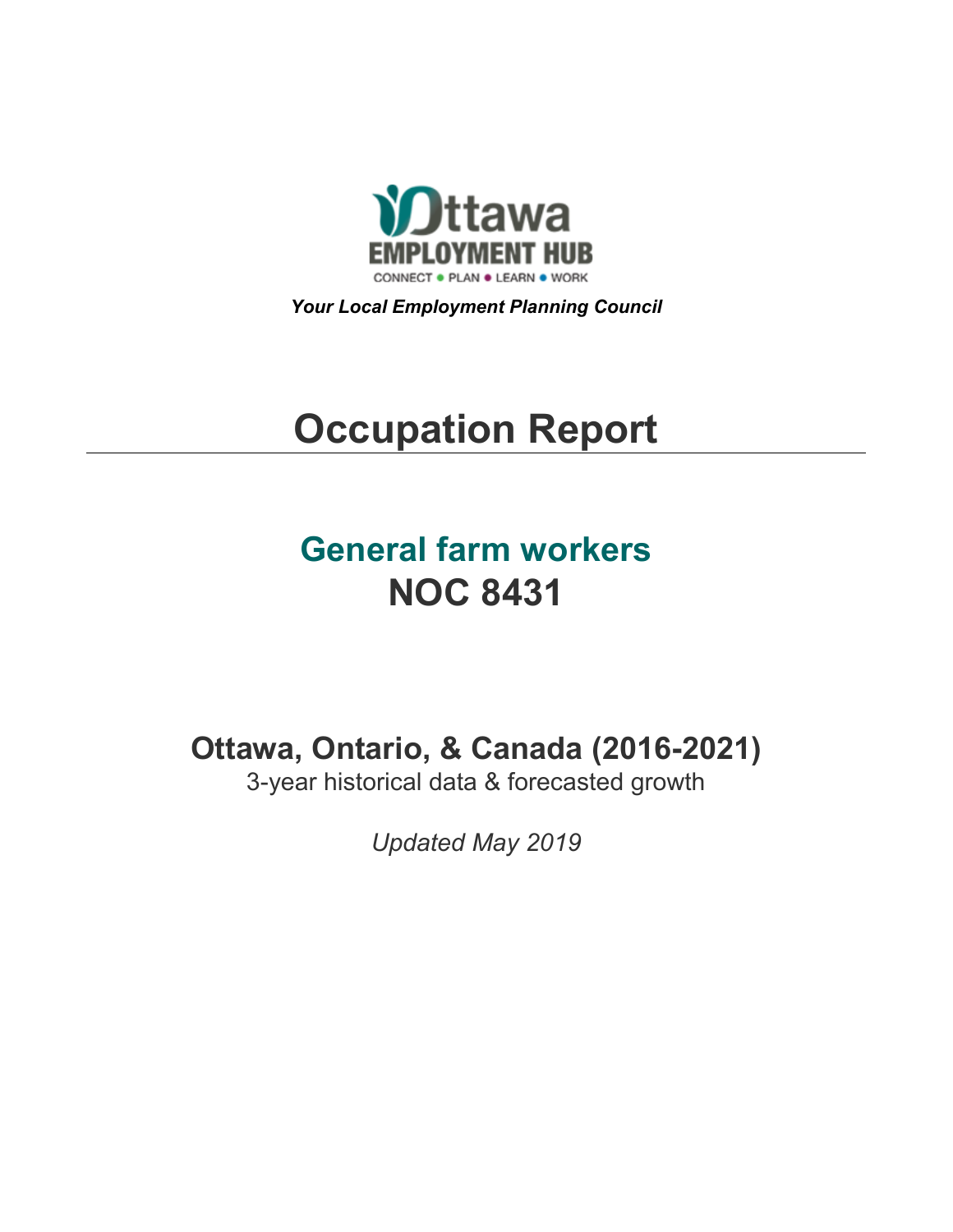Ottawa EMPLOYMENT HUB

CONNECT • PLAN • LEARN • WORK

***Your Local Employment Planning Council***

# Occupation Report

## General farm workers
## NOC 8431

### Ottawa, Ontario, & Canada (2016-2021)

3-year historical data & forecasted growth

*Updated May 2019*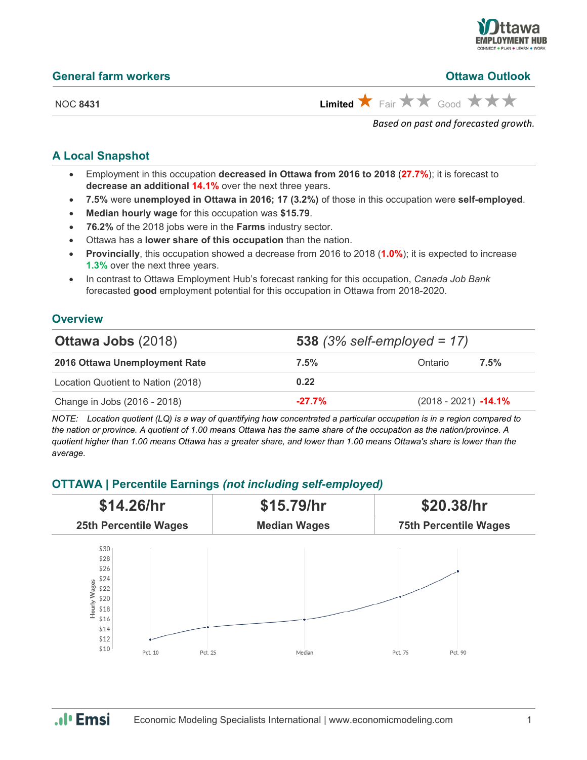## General farm workers

## Ottawa Outlook

NOC **8431**

**Limited** ★ Fair ★★ Good ★★★

*Based on past and forecasted growth.*

## A Local Snapshot

- Employment in this occupation **decreased in Ottawa from 2016 to 2018** (**27.7%**); it is forecast to **decrease an additional 14.1%** over the next three years.
- **7.5%** were **unemployed in Ottawa in 2016; 17 (3.2%)** of those in this occupation were **self-employed**.
- **Median hourly wage** for this occupation was **$15.79**.
- **76.2%** of the 2018 jobs were in the **Farms** industry sector.
- Ottawa has a **lower share of this occupation** than the nation.
- **Provincially**, this occupation showed a decrease from 2016 to 2018 (**1.0%**); it is expected to increase **1.3%** over the next three years.
- In contrast to Ottawa Employment Hub's forecast ranking for this occupation, *Canada Job Bank* forecasted **good** employment potential for this occupation in Ottawa from 2018-2020.

## Overview

| **Ottawa Jobs** (2018) | **538** *(3% self-employed = 17)* | | |
|---|---|---|---|
| **2016 Ottawa Unemployment Rate** | **7.5%** | Ontario | **7.5%** |
| Location Quotient to Nation (2018) | **0.22** | | |
| Change in Jobs (2016 - 2018) | **-27.7%** | (2018 - 2021) | **-14.1%** |

*NOTE: Location quotient (LQ) is a way of quantifying how concentrated a particular occupation is in a region compared to the nation or province. A quotient of 1.00 means Ottawa has the same share of the occupation as the nation/province. A quotient higher than 1.00 means Ottawa has a greater share, and lower than 1.00 means Ottawa's share is lower than the average.*

## OTTAWA | Percentile Earnings *(not including self-employed)*

| $14.26/hr | $15.79/hr | $20.38/hr |
|---|---|---|
| 25th Percentile Wages | Median Wages | 75th Percentile Wages |

Economic Modeling Specialists International | www.economicmodeling.com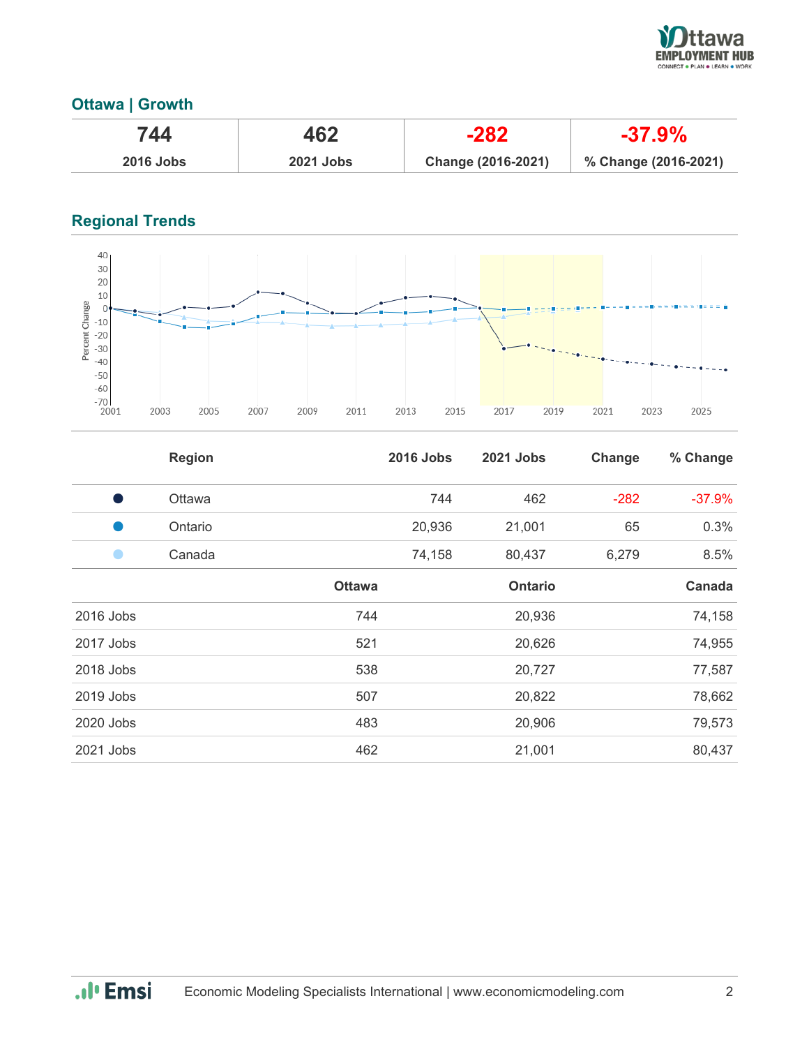## Ottawa | Growth

| 744 | 462 | -282 | -37.9% |
|---|---|---|---|
| 2016 Jobs | 2021 Jobs | Change (2016-2021) | % Change (2016-2021) |

## Regional Trends

| | Region | 2016 Jobs | 2021 Jobs | Change | % Change |
|---|---|---|---|---|---|
| ● | Ottawa | 744 | 462 | -282 | -37.9% |
| ● | Ontario | 20,936 | 21,001 | 65 | 0.3% |
| ● | Canada | 74,158 | 80,437 | 6,279 | 8.5% |

| | Ottawa | Ontario | Canada |
|---|---|---|---|
| 2016 Jobs | 744 | 20,936 | 74,158 |
| 2017 Jobs | 521 | 20,626 | 74,955 |
| 2018 Jobs | 538 | 20,727 | 77,587 |
| 2019 Jobs | 507 | 20,822 | 78,662 |
| 2020 Jobs | 483 | 20,906 | 79,573 |
| 2021 Jobs | 462 | 21,001 | 80,437 |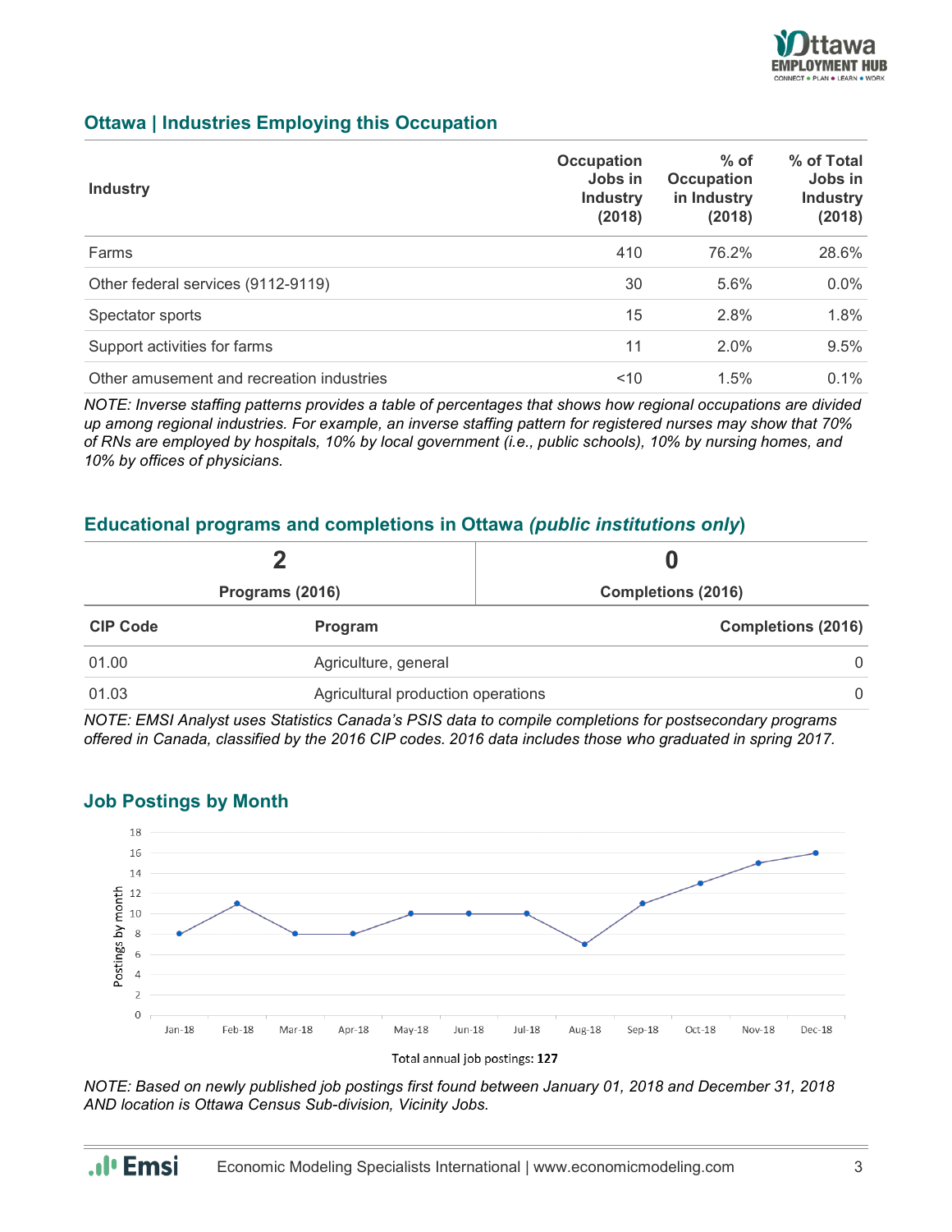## Ottawa | Industries Employing this Occupation

| Industry | Occupation Jobs in Industry (2018) | % of Occupation in Industry (2018) | % of Total Jobs in Industry (2018) |
|---|---|---|---|
| Farms | 410 | 76.2% | 28.6% |
| Other federal services (9112-9119) | 30 | 5.6% | 0.0% |
| Spectator sports | 15 | 2.8% | 1.8% |
| Support activities for farms | 11 | 2.0% | 9.5% |
| Other amusement and recreation industries | <10 | 1.5% | 0.1% |

*NOTE: Inverse staffing patterns provides a table of percentages that shows how regional occupations are divided up among regional industries. For example, an inverse staffing pattern for registered nurses may show that 70% of RNs are employed by hospitals, 10% by local government (i.e., public schools), 10% by nursing homes, and 10% by offices of physicians.*

## Educational programs and completions in Ottawa *(public institutions only)*

| 2 | 0 |
|---|---|
| Programs (2016) | Completions (2016) |

| CIP Code | Program | Completions (2016) |
|---|---|---|
| 01.00 | Agriculture, general | 0 |
| 01.03 | Agricultural production operations | 0 |

*NOTE: EMSI Analyst uses Statistics Canada's PSIS data to compile completions for postsecondary programs offered in Canada, classified by the 2016 CIP codes. 2016 data includes those who graduated in spring 2017.*

## Job Postings by Month

| Month | Postings by month |
|---|---|
| Jan-18 | 8 |
| Feb-18 | 11 |
| Mar-18 | 8 |
| Apr-18 | 8 |
| May-18 | 10 |
| Jun-18 | 10 |
| Jul-18 | 10 |
| Aug-18 | 7 |
| Sep-18 | 11 |
| Oct-18 | 13 |
| Nov-18 | 15 |
| Dec-18 | 16 |

Total annual job postings: **127**

*NOTE: Based on newly published job postings first found between January 01, 2018 and December 31, 2018 AND location is Ottawa Census Sub-division, Vicinity Jobs.*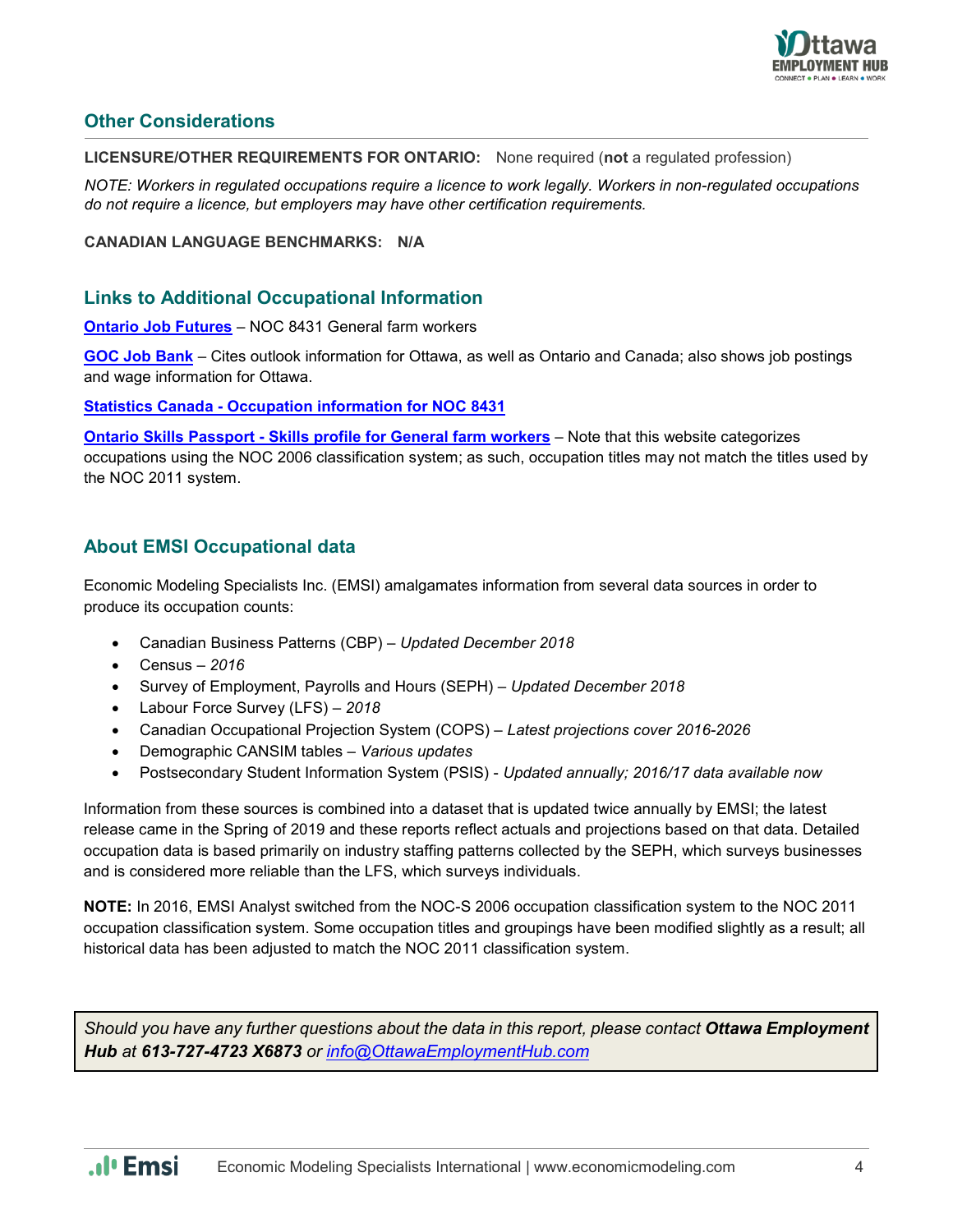## Other Considerations

**LICENSURE/OTHER REQUIREMENTS FOR ONTARIO:** None required (**not** a regulated profession)

*NOTE: Workers in regulated occupations require a licence to work legally. Workers in non-regulated occupations do not require a licence, but employers may have other certification requirements.*

**CANADIAN LANGUAGE BENCHMARKS: N/A**

## Links to Additional Occupational Information

**Ontario Job Futures** – NOC 8431 General farm workers

**GOC Job Bank** – Cites outlook information for Ottawa, as well as Ontario and Canada; also shows job postings and wage information for Ottawa.

**Statistics Canada - Occupation information for NOC 8431**

**Ontario Skills Passport - Skills profile for General farm workers** – Note that this website categorizes occupations using the NOC 2006 classification system; as such, occupation titles may not match the titles used by the NOC 2011 system.

## About EMSI Occupational data

Economic Modeling Specialists Inc. (EMSI) amalgamates information from several data sources in order to produce its occupation counts:

- Canadian Business Patterns (CBP) – *Updated December 2018*
- Census – *2016*
- Survey of Employment, Payrolls and Hours (SEPH) – *Updated December 2018*
- Labour Force Survey (LFS) – *2018*
- Canadian Occupational Projection System (COPS) – *Latest projections cover 2016-2026*
- Demographic CANSIM tables – *Various updates*
- Postsecondary Student Information System (PSIS) - *Updated annually; 2016/17 data available now*

Information from these sources is combined into a dataset that is updated twice annually by EMSI; the latest release came in the Spring of 2019 and these reports reflect actuals and projections based on that data. Detailed occupation data is based primarily on industry staffing patterns collected by the SEPH, which surveys businesses and is considered more reliable than the LFS, which surveys individuals.

**NOTE:** In 2016, EMSI Analyst switched from the NOC-S 2006 occupation classification system to the NOC 2011 occupation classification system. Some occupation titles and groupings have been modified slightly as a result; all historical data has been adjusted to match the NOC 2011 classification system.

*Should you have any further questions about the data in this report, please contact **Ottawa Employment Hub** at **613-727-4723 X6873** or info@OttawaEmploymentHub.com*